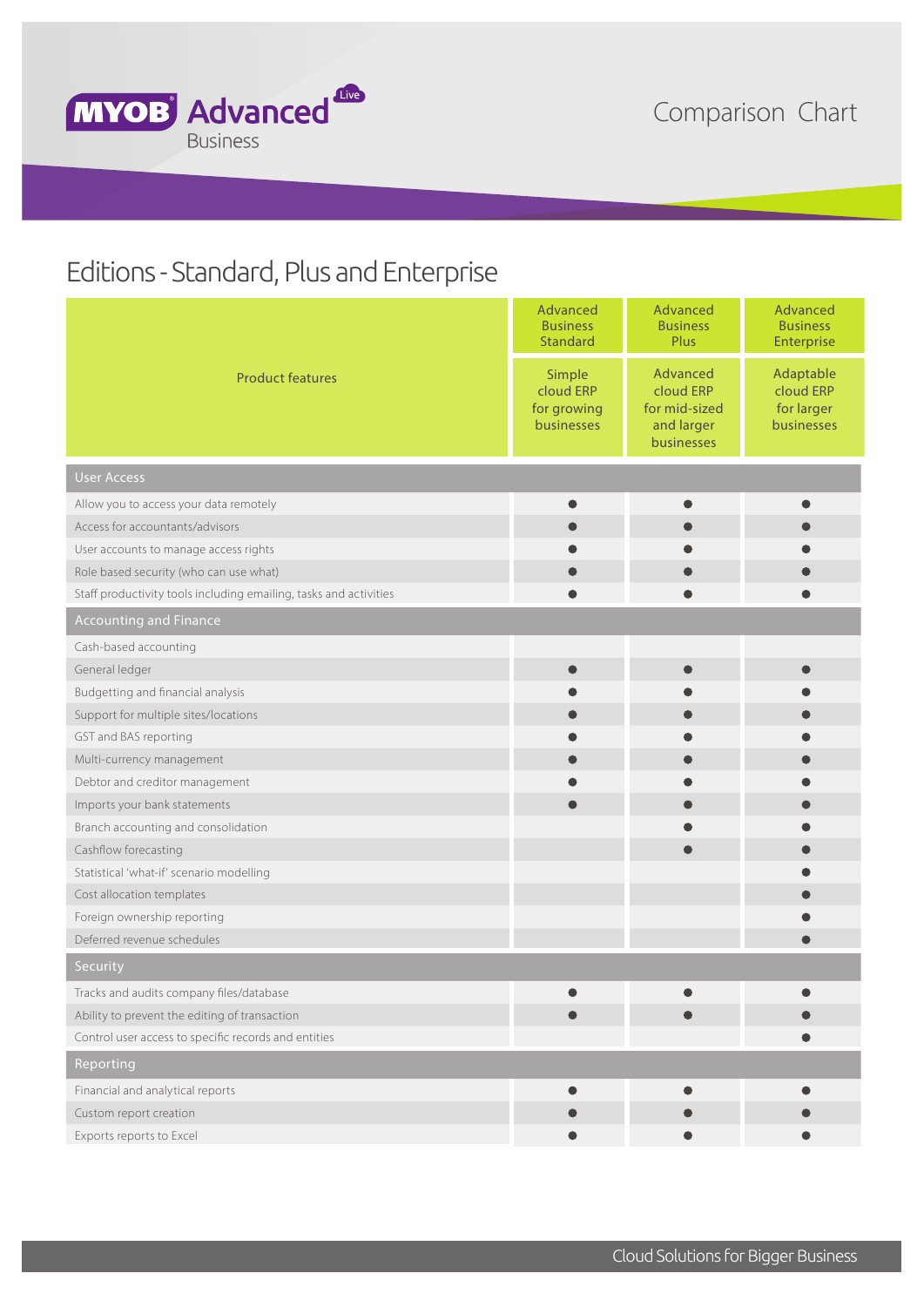# MYOB Advanced Business

## Comparison Chart

## Editions - Standard, Plus and Enterprise

| Product features | Advanced Business Standard<br>Simple cloud ERP for growing businesses | Advanced Business Plus<br>Advanced cloud ERP for mid-sized and larger businesses | Advanced Business Enterprise<br>Adaptable cloud ERP for larger businesses |
|---|---|---|---|
| **User Access** | | | |
| Allow you to access your data remotely | ● | ● | ● |
| Access for accountants/advisors | ● | ● | ● |
| User accounts to manage access rights | ● | ● | ● |
| Role based security (who can use what) | ● | ● | ● |
| Staff productivity tools including emailing, tasks and activities | ● | ● | ● |
| **Accounting and Finance** | | | |
| Cash-based accounting | | | |
| General ledger | ● | ● | ● |
| Budgetting and financial analysis | ● | ● | ● |
| Support for multiple sites/locations | ● | ● | ● |
| GST and BAS reporting | ● | ● | ● |
| Multi-currency management | ● | ● | ● |
| Debtor and creditor management | ● | ● | ● |
| Imports your bank statements | ● | ● | ● |
| Branch accounting and consolidation | | ● | ● |
| Cashflow forecasting | | ● | ● |
| Statistical 'what-if' scenario modelling | | | ● |
| Cost allocation templates | | | ● |
| Foreign ownership reporting | | | ● |
| Deferred revenue schedules | | | ● |
| **Security** | | | |
| Tracks and audits company files/database | ● | ● | ● |
| Ability to prevent the editing of transaction | ● | ● | ● |
| Control user access to specific records and entities | | | ● |
| **Reporting** | | | |
| Financial and analytical reports | ● | ● | ● |
| Custom report creation | ● | ● | ● |
| Exports reports to Excel | ● | ● | ● |

Cloud Solutions for Bigger Business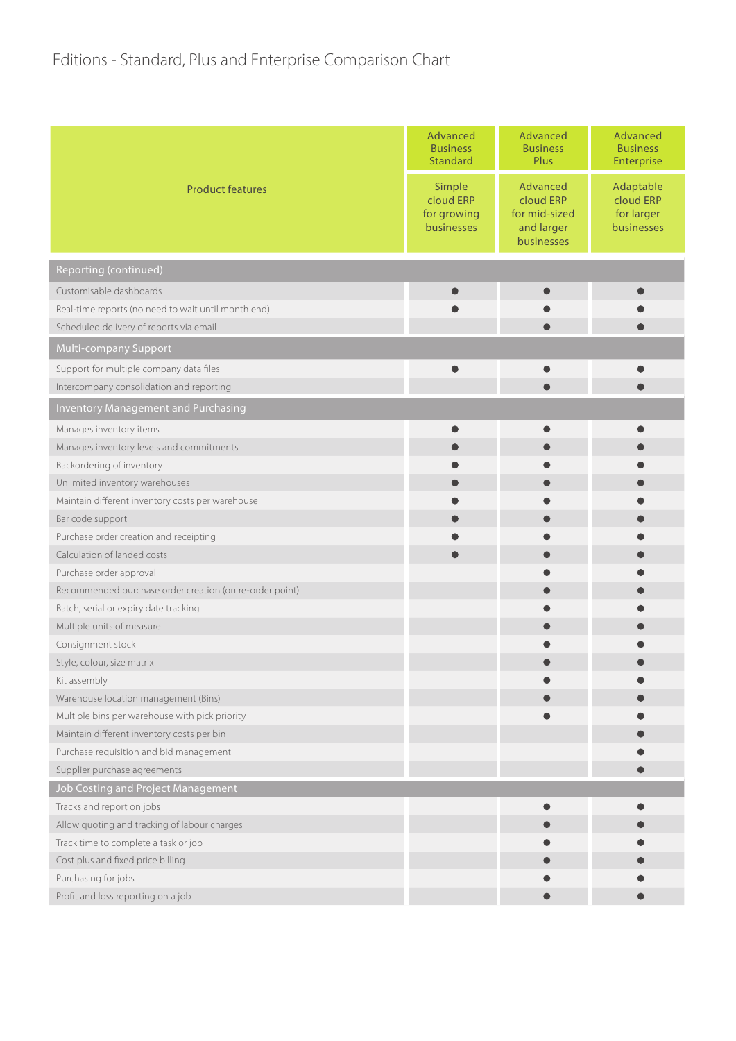Editions - Standard, Plus and Enterprise Comparison Chart

| Product features | Advanced Business Standard<br>Simple cloud ERP for growing businesses | Advanced Business Plus<br>Advanced cloud ERP for mid-sized and larger businesses | Advanced Business Enterprise<br>Adaptable cloud ERP for larger businesses |
|---|---|---|---|
| **Reporting (continued)** | | | |
| Customisable dashboards | ● | ● | ● |
| Real-time reports (no need to wait until month end) | ● | ● | ● |
| Scheduled delivery of reports via email | | ● | ● |
| **Multi-company Support** | | | |
| Support for multiple company data files | ● | ● | ● |
| Intercompany consolidation and reporting | | ● | ● |
| **Inventory Management and Purchasing** | | | |
| Manages inventory items | ● | ● | ● |
| Manages inventory levels and commitments | ● | ● | ● |
| Backordering of inventory | ● | ● | ● |
| Unlimited inventory warehouses | ● | ● | ● |
| Maintain different inventory costs per warehouse | ● | ● | ● |
| Bar code support | ● | ● | ● |
| Purchase order creation and receipting | ● | ● | ● |
| Calculation of landed costs | ● | ● | ● |
| Purchase order approval | | ● | ● |
| Recommended purchase order creation (on re-order point) | | ● | ● |
| Batch, serial or expiry date tracking | | ● | ● |
| Multiple units of measure | | ● | ● |
| Consignment stock | | ● | ● |
| Style, colour, size matrix | | ● | ● |
| Kit assembly | | ● | ● |
| Warehouse location management (Bins) | | ● | ● |
| Multiple bins per warehouse with pick priority | | ● | ● |
| Maintain different inventory costs per bin | | | ● |
| Purchase requisition and bid management | | | ● |
| Supplier purchase agreements | | | ● |
| **Job Costing and Project Management** | | | |
| Tracks and report on jobs | | ● | ● |
| Allow quoting and tracking of labour charges | | ● | ● |
| Track time to complete a task or job | | ● | ● |
| Cost plus and fixed price billing | | ● | ● |
| Purchasing for jobs | | ● | ● |
| Profit and loss reporting on a job | | ● | ● |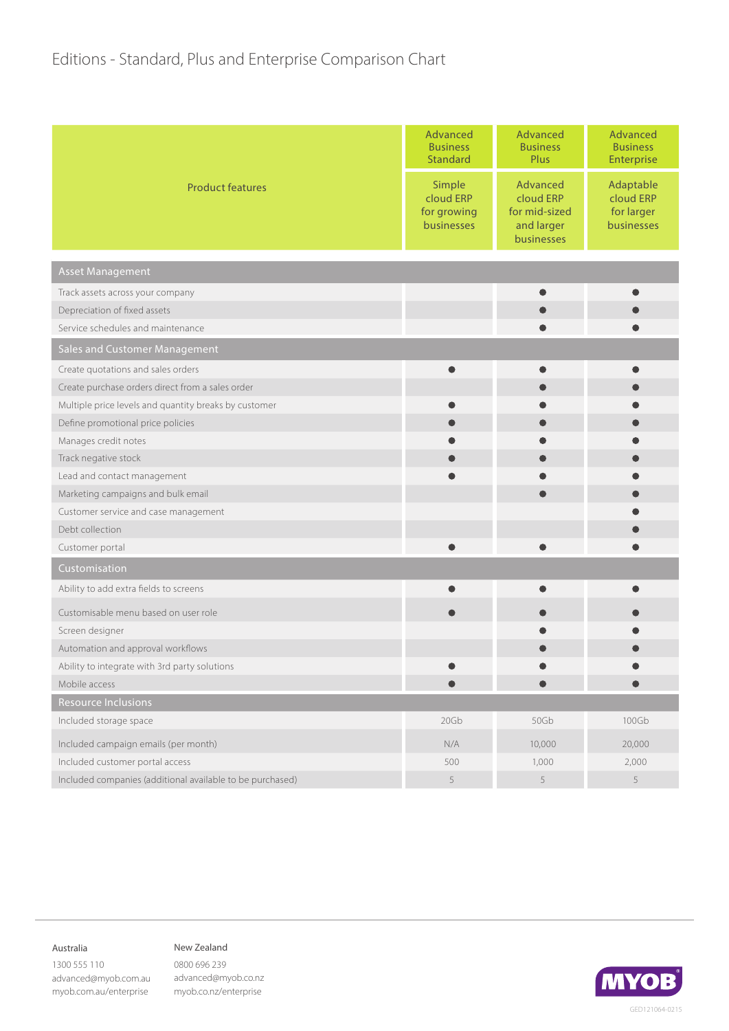# Editions - Standard, Plus and Enterprise Comparison Chart

| Product features | Advanced Business Standard<br>Simple cloud ERP for growing businesses | Advanced Business Plus<br>Advanced cloud ERP for mid-sized and larger businesses | Advanced Business Enterprise<br>Adaptable cloud ERP for larger businesses |
|---|---|---|---|
| **Asset Management** | | | |
| Track assets across your company | | ● | ● |
| Depreciation of fixed assets | | ● | ● |
| Service schedules and maintenance | | ● | ● |
| **Sales and Customer Management** | | | |
| Create quotations and sales orders | ● | ● | ● |
| Create purchase orders direct from a sales order | | ● | ● |
| Multiple price levels and quantity breaks by customer | ● | ● | ● |
| Define promotional price policies | ● | ● | ● |
| Manages credit notes | ● | ● | ● |
| Track negative stock | ● | ● | ● |
| Lead and contact management | ● | ● | ● |
| Marketing campaigns and bulk email | | ● | ● |
| Customer service and case management | | | ● |
| Debt collection | | | ● |
| Customer portal | ● | ● | ● |
| **Customisation** | | | |
| Ability to add extra fields to screens | ● | ● | ● |
| Customisable menu based on user role | ● | ● | ● |
| Screen designer | | ● | ● |
| Automation and approval workflows | | ● | ● |
| Ability to integrate with 3rd party solutions | ● | ● | ● |
| Mobile access | ● | ● | ● |
| **Resource Inclusions** | | | |
| Included storage space | 20Gb | 50Gb | 100Gb |
| Included campaign emails (per month) | N/A | 10,000 | 20,000 |
| Included customer portal access | 500 | 1,000 | 2,000 |
| Included companies (additional available to be purchased) | 5 | 5 | 5 |

**Australia**
1300 555 110
advanced@myob.com.au
myob.com.au/enterprise

**New Zealand**
0800 696 239
advanced@myob.co.nz
myob.co.nz/enterprise

MYOB

GED121064-0215